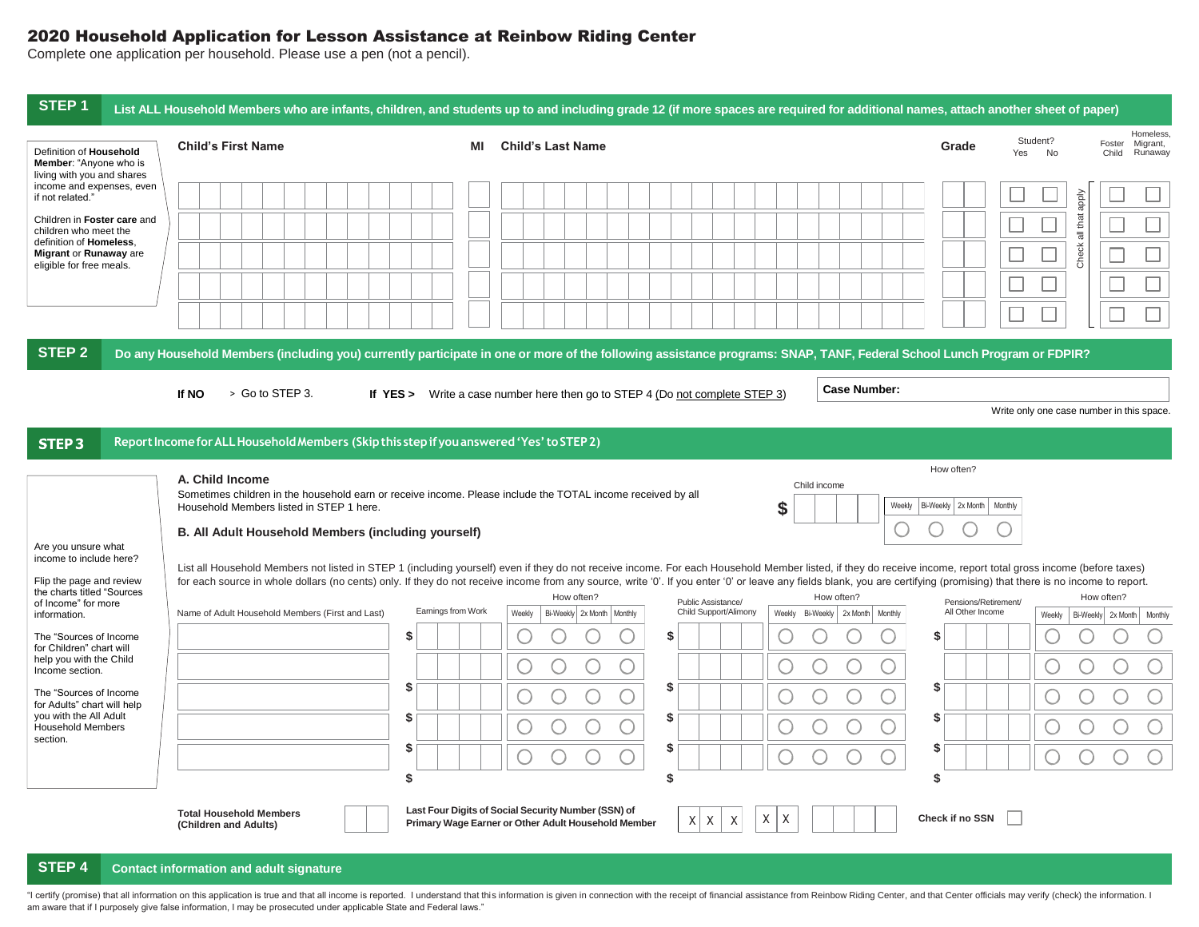# 2020 Household Application for Lesson Assistance at Reinbow Riding Center

Complete one application per household. Please use a pen (not a pencil).

## STEP 1 List ALL Household Members who are infants, children, and students up to and including grade 12 (if more spaces are required for additional names, attach another sheet of paper)

Definition of **Household Member**: "Anyone who is living with you and shares income and expenses, even if not related."

Children in **Foster care** and children who meet the definition of **Homeless, Migrant** or **Runaway** are eligible for free meals.

| Child's First Name | MI | Child's Last Name | Grade | Student? Yes | Student? No | Foster Child | Homeless, Migrant, Runaway |
|---|---|---|---|---|---|---|---|
| | | | | ☐ | ☐ | ☐ | ☐ |
| | | | | ☐ | ☐ | ☐ | ☐ |
| | | | | ☐ | ☐ | ☐ | ☐ |
| | | | | ☐ | ☐ | ☐ | ☐ |
| | | | | ☐ | ☐ | ☐ | ☐ |

Check all that apply (Foster Child / Homeless, Migrant, Runaway)

## STEP 2 Do any Household Members (including you) currently participate in one or more of the following assistance programs: SNAP, TANF, Federal School Lunch Program or FDPIR?

**If NO** > Go to STEP 3. **If YES >** Write a case number here then go to STEP 4 (Do not complete STEP 3)

**Case Number:** ____________________

Write only one case number in this space.

## STEP 3 Report Income for ALL Household Members (Skip this step if you answered 'Yes' to STEP 2)

Are you unsure what income to include here?

Flip the page and review the charts titled "Sources of Income" for more information.

The "Sources of Income for Children" chart will help you with the Child Income section.

The "Sources of Income for Adults" chart will help you with the All Adult Household Members section.

### A. Child Income

Sometimes children in the household earn or receive income. Please include the TOTAL income received by all Household Members listed in STEP 1 here.

Child income $ ________

How often? ◯ Weekly ◯ Bi-Weekly ◯ 2x Month ◯ Monthly

### B. All Adult Household Members (including yourself)

List all Household Members not listed in STEP 1 (including yourself) even if they do not receive income. For each Household Member listed, if they do receive income, report total gross income (before taxes) for each source in whole dollars (no cents) only. If they do not receive income from any source, write '0'. If you enter '0' or leave any fields blank, you are certifying (promising) that there is no income to report.

| Name of Adult Household Members (First and Last) | Earnings from Work | How often? Weekly / Bi-Weekly / 2x Month / Monthly | Public Assistance/ Child Support/Alimony | How often? Weekly / Bi-Weekly / 2x Month / Monthly | Pensions/Retirement/ All Other Income | How often? Weekly / Bi-Weekly / 2x Month / Monthly |
|---|---|---|---|---|---|---|
| | $ | ◯ ◯ ◯ ◯ | $ | ◯ ◯ ◯ ◯ | $ | ◯ ◯ ◯ ◯ |
| | $ | ◯ ◯ ◯ ◯ | $ | ◯ ◯ ◯ ◯ | $ | ◯ ◯ ◯ ◯ |
| | $ | ◯ ◯ ◯ ◯ | $ | ◯ ◯ ◯ ◯ | $ | ◯ ◯ ◯ ◯ |
| | $ | ◯ ◯ ◯ ◯ | $ | ◯ ◯ ◯ ◯ | $ | ◯ ◯ ◯ ◯ |
| | $ | ◯ ◯ ◯ ◯ | $ | ◯ ◯ ◯ ◯ | $ | ◯ ◯ ◯ ◯ |

**Total Household Members (Children and Adults)** ____

**Last Four Digits of Social Security Number (SSN) of Primary Wage Earner or Other Adult Household Member** X X X – X X – ____

**Check if no SSN** ☐

## STEP 4 Contact information and adult signature

"I certify (promise) that all information on this application is true and that all income is reported. I understand that this information is given in connection with the receipt of financial assistance from Reinbow Riding Center, and that Center officials may verify (check) the information. I am aware that if I purposely give false information, I may be prosecuted under applicable State and Federal laws."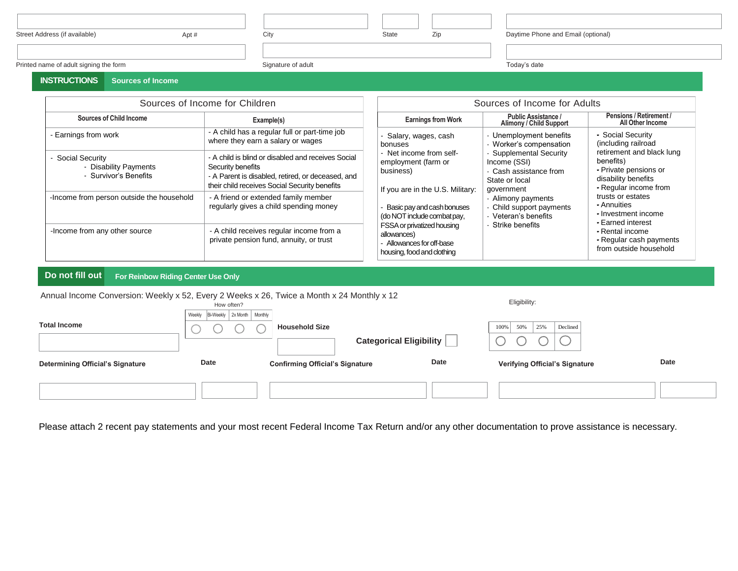| | | | | |
|---|---|---|---|---|
| Street Address (if available) | Apt # | City | State | Zip |

Daytime Phone and Email (optional)

Printed name of adult signing the form

Signature of adult

Today's date

## INSTRUCTIONS Sources of Income

### Sources of Income for Children

| Sources of Child Income | Example(s) |
|---|---|
| - Earnings from work | - A child has a regular full or part-time job where they earn a salary or wages |
| - Social Security<br>- Disability Payments<br>- Survivor's Benefits | - A child is blind or disabled and receives Social Security benefits<br>- A Parent is disabled, retired, or deceased, and their child receives Social Security benefits |
| -Income from person outside the household | - A friend or extended family member regularly gives a child spending money |
| -Income from any other source | - A child receives regular income from a private pension fund, annuity, or trust |

### Sources of Income for Adults

| Earnings from Work | Public Assistance / Alimony / Child Support | Pensions / Retirement / All Other Income |
|---|---|---|
| - Salary, wages, cash bonuses<br>- Net income from self-employment (farm or business)<br><br>If you are in the U.S. Military:<br><br>- Basic pay and cash bonuses (do NOT include combat pay, FSSA or privatized housing allowances)<br>- Allowances for off-base housing, food and clothing | - Unemployment benefits<br>- Worker's compensation<br>- Supplemental Security Income (SSI)<br>- Cash assistance from State or local government<br>- Alimony payments<br>- Child support payments<br>- Veteran's benefits<br>- Strike benefits | - Social Security (including railroad retirement and black lung benefits)<br>- Private pensions or disability benefits<br>- Regular income from trusts or estates<br>- Annuities<br>- Investment income<br>- Earned interest<br>- Rental income<br>- Regular cash payments from outside household |

## Do not fill out For Reinbow Riding Center Use Only

Annual Income Conversion: Weekly x 52, Every 2 Weeks x 26, Twice a Month x 24 Monthly x 12

**Total Income**

How often?

| Weekly | Bi-Weekly | 2x Month | Monthly |
|---|---|---|---|
| ◯ | ◯ | ◯ | ◯ |

**Household Size**

**Categorical Eligibility** ☐

Eligibility:

| 100% | 50% | 25% | Declined |
|---|---|---|---|
| ◯ | ◯ | ◯ | ◯ |

**Determining Official's Signature** **Date**

**Confirming Official's Signature** **Date**

**Verifying Official's Signature** **Date**

Please attach 2 recent pay statements and your most recent Federal Income Tax Return and/or any other documentation to prove assistance is necessary.